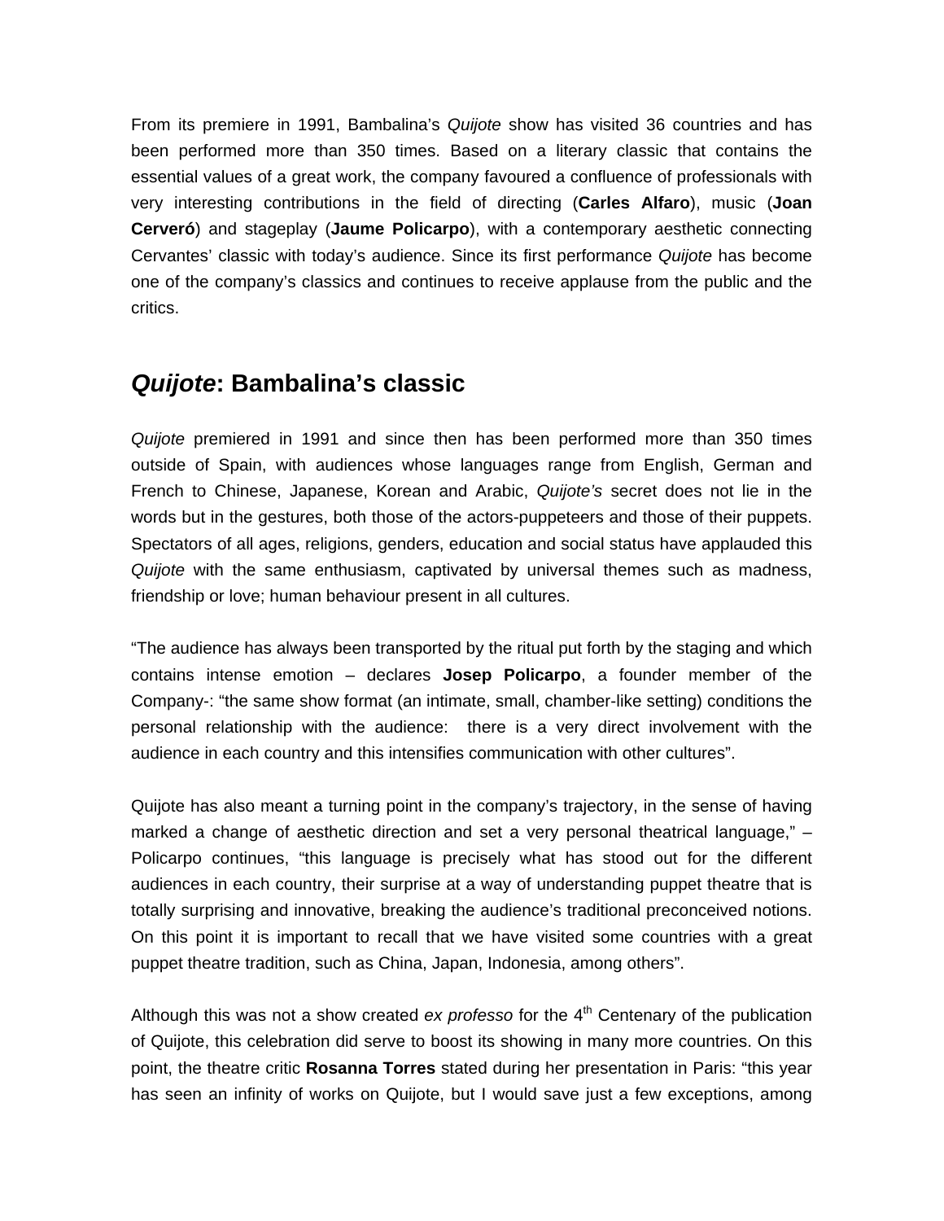From its premiere in 1991, Bambalina's *Quijote* show has visited 36 countries and has been performed more than 350 times. Based on a literary classic that contains the essential values of a great work, the company favoured a confluence of professionals with very interesting contributions in the field of directing (**Carles Alfaro**), music (**Joan Cerveró**) and stageplay (**Jaume Policarpo**), with a contemporary aesthetic connecting Cervantes' classic with today's audience. Since its first performance *Quijote* has become one of the company's classics and continues to receive applause from the public and the critics.

## *Quijote*: Bambalina's classic

*Quijote* premiered in 1991 and since then has been performed more than 350 times outside of Spain, with audiences whose languages range from English, German and French to Chinese, Japanese, Korean and Arabic, *Quijote's* secret does not lie in the words but in the gestures, both those of the actors-puppeteers and those of their puppets. Spectators of all ages, religions, genders, education and social status have applauded this *Quijote* with the same enthusiasm, captivated by universal themes such as madness, friendship or love; human behaviour present in all cultures.

"The audience has always been transported by the ritual put forth by the staging and which contains intense emotion – declares **Josep Policarpo**, a founder member of the Company-: "the same show format (an intimate, small, chamber-like setting) conditions the personal relationship with the audience: there is a very direct involvement with the audience in each country and this intensifies communication with other cultures".

Quijote has also meant a turning point in the company's trajectory, in the sense of having marked a change of aesthetic direction and set a very personal theatrical language," – Policarpo continues, "this language is precisely what has stood out for the different audiences in each country, their surprise at a way of understanding puppet theatre that is totally surprising and innovative, breaking the audience's traditional preconceived notions. On this point it is important to recall that we have visited some countries with a great puppet theatre tradition, such as China, Japan, Indonesia, among others".

Although this was not a show created *ex professo* for the 4$^{th}$ Centenary of the publication of Quijote, this celebration did serve to boost its showing in many more countries. On this point, the theatre critic **Rosanna Torres** stated during her presentation in Paris: "this year has seen an infinity of works on Quijote, but I would save just a few exceptions, among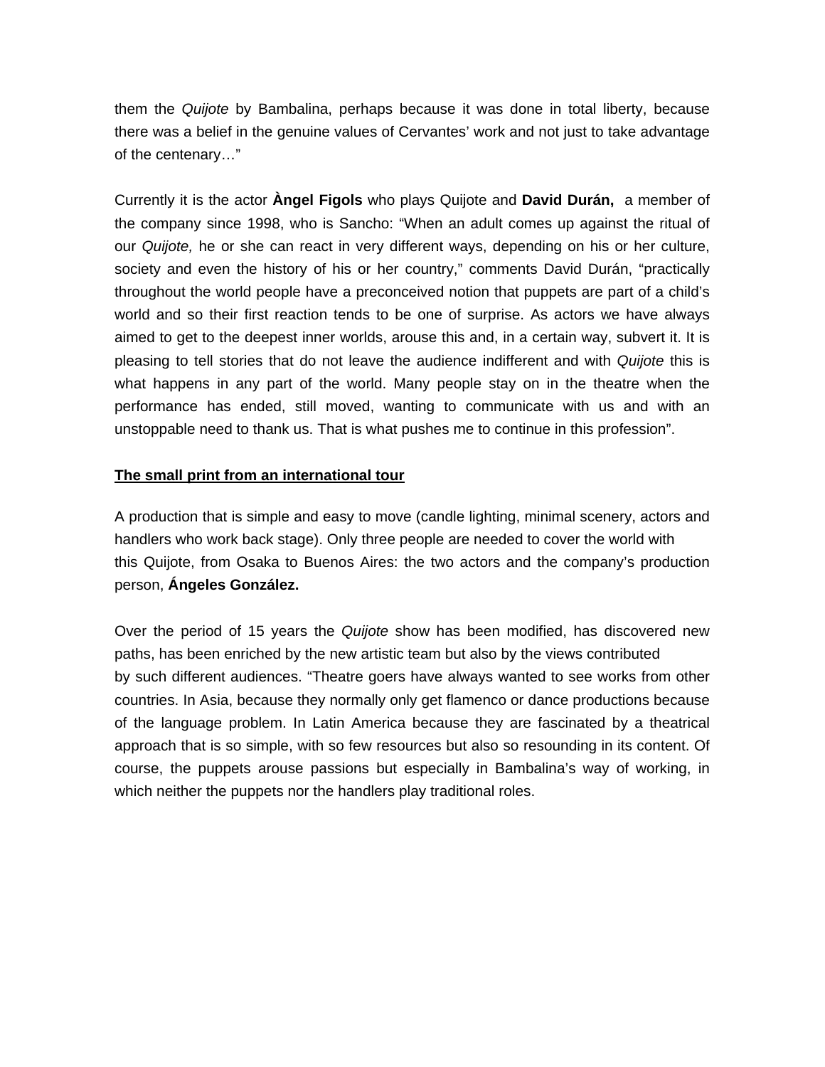them the *Quijote* by Bambalina, perhaps because it was done in total liberty, because there was a belief in the genuine values of Cervantes' work and not just to take advantage of the centenary…"

Currently it is the actor **Àngel Figols** who plays Quijote and **David Durán,** a member of the company since 1998, who is Sancho: "When an adult comes up against the ritual of our *Quijote,* he or she can react in very different ways, depending on his or her culture, society and even the history of his or her country," comments David Durán, "practically throughout the world people have a preconceived notion that puppets are part of a child's world and so their first reaction tends to be one of surprise. As actors we have always aimed to get to the deepest inner worlds, arouse this and, in a certain way, subvert it. It is pleasing to tell stories that do not leave the audience indifferent and with *Quijote* this is what happens in any part of the world. Many people stay on in the theatre when the performance has ended, still moved, wanting to communicate with us and with an unstoppable need to thank us. That is what pushes me to continue in this profession".

**<u>The small print from an international tour</u>**

A production that is simple and easy to move (candle lighting, minimal scenery, actors and handlers who work back stage). Only three people are needed to cover the world with this Quijote, from Osaka to Buenos Aires: the two actors and the company's production person, **Ángeles González.**

Over the period of 15 years the *Quijote* show has been modified, has discovered new paths, has been enriched by the new artistic team but also by the views contributed by such different audiences. "Theatre goers have always wanted to see works from other countries. In Asia, because they normally only get flamenco or dance productions because of the language problem. In Latin America because they are fascinated by a theatrical approach that is so simple, with so few resources but also so resounding in its content. Of course, the puppets arouse passions but especially in Bambalina's way of working, in which neither the puppets nor the handlers play traditional roles.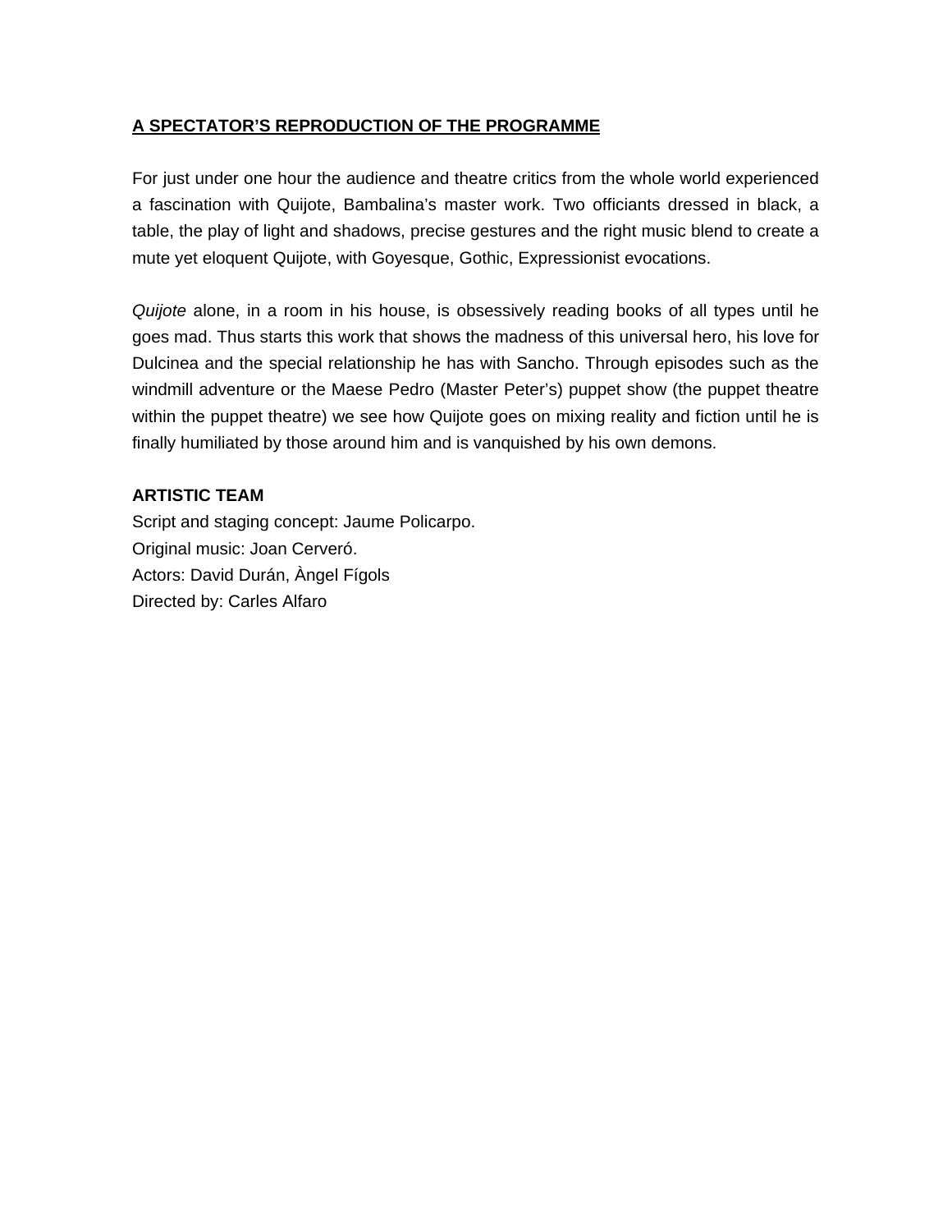## A SPECTATOR'S REPRODUCTION OF THE PROGRAMME

For just under one hour the audience and theatre critics from the whole world experienced a fascination with Quijote, Bambalina's master work. Two officiants dressed in black, a table, the play of light and shadows, precise gestures and the right music blend to create a mute yet eloquent Quijote, with Goyesque, Gothic, Expressionist evocations.

*Quijote* alone, in a room in his house, is obsessively reading books of all types until he goes mad. Thus starts this work that shows the madness of this universal hero, his love for Dulcinea and the special relationship he has with Sancho. Through episodes such as the windmill adventure or the Maese Pedro (Master Peter's) puppet show (the puppet theatre within the puppet theatre) we see how Quijote goes on mixing reality and fiction until he is finally humiliated by those around him and is vanquished by his own demons.

**ARTISTIC TEAM**

Script and staging concept: Jaume Policarpo.
Original music: Joan Cerveró.
Actors: David Durán, Àngel Fígols
Directed by: Carles Alfaro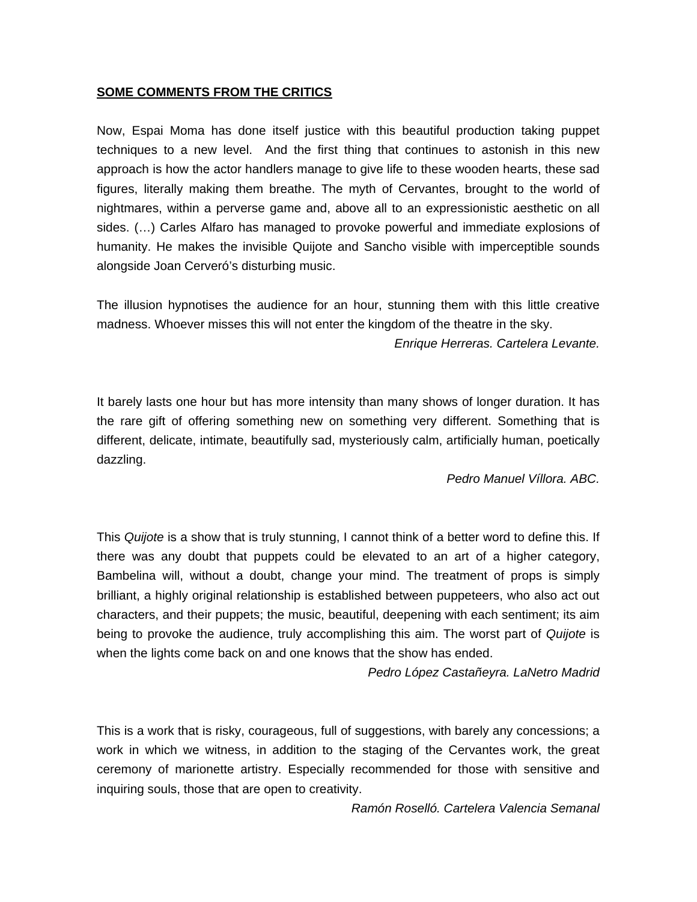## SOME COMMENTS FROM THE CRITICS

Now, Espai Moma has done itself justice with this beautiful production taking puppet techniques to a new level. And the first thing that continues to astonish in this new approach is how the actor handlers manage to give life to these wooden hearts, these sad figures, literally making them breathe. The myth of Cervantes, brought to the world of nightmares, within a perverse game and, above all to an expressionistic aesthetic on all sides. (…) Carles Alfaro has managed to provoke powerful and immediate explosions of humanity. He makes the invisible Quijote and Sancho visible with imperceptible sounds alongside Joan Cerveró's disturbing music.

The illusion hypnotises the audience for an hour, stunning them with this little creative madness. Whoever misses this will not enter the kingdom of the theatre in the sky.

*Enrique Herreras. Cartelera Levante.*

It barely lasts one hour but has more intensity than many shows of longer duration. It has the rare gift of offering something new on something very different. Something that is different, delicate, intimate, beautifully sad, mysteriously calm, artificially human, poetically dazzling.

*Pedro Manuel Víllora. ABC.*

This *Quijote* is a show that is truly stunning, I cannot think of a better word to define this. If there was any doubt that puppets could be elevated to an art of a higher category, Bambelina will, without a doubt, change your mind. The treatment of props is simply brilliant, a highly original relationship is established between puppeteers, who also act out characters, and their puppets; the music, beautiful, deepening with each sentiment; its aim being to provoke the audience, truly accomplishing this aim. The worst part of *Quijote* is when the lights come back on and one knows that the show has ended.

*Pedro López Castañeyra. LaNetro Madrid*

This is a work that is risky, courageous, full of suggestions, with barely any concessions; a work in which we witness, in addition to the staging of the Cervantes work, the great ceremony of marionette artistry. Especially recommended for those with sensitive and inquiring souls, those that are open to creativity.

*Ramón Roselló. Cartelera Valencia Semanal*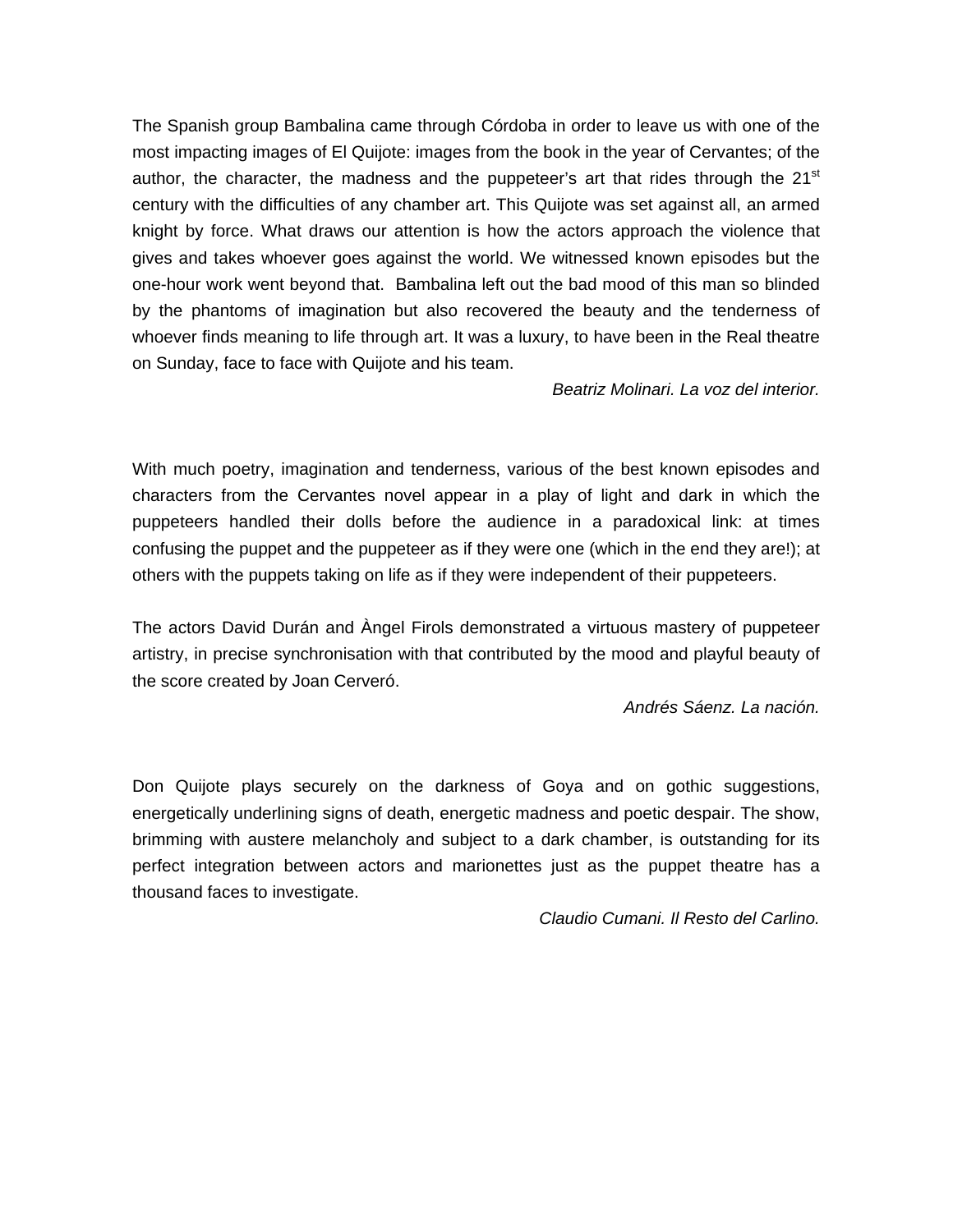The Spanish group Bambalina came through Córdoba in order to leave us with one of the most impacting images of El Quijote: images from the book in the year of Cervantes; of the author, the character, the madness and the puppeteer's art that rides through the 21st century with the difficulties of any chamber art. This Quijote was set against all, an armed knight by force. What draws our attention is how the actors approach the violence that gives and takes whoever goes against the world. We witnessed known episodes but the one-hour work went beyond that. Bambalina left out the bad mood of this man so blinded by the phantoms of imagination but also recovered the beauty and the tenderness of whoever finds meaning to life through art. It was a luxury, to have been in the Real theatre on Sunday, face to face with Quijote and his team.

*Beatriz Molinari. La voz del interior.*

With much poetry, imagination and tenderness, various of the best known episodes and characters from the Cervantes novel appear in a play of light and dark in which the puppeteers handled their dolls before the audience in a paradoxical link: at times confusing the puppet and the puppeteer as if they were one (which in the end they are!); at others with the puppets taking on life as if they were independent of their puppeteers.

The actors David Durán and Àngel Firols demonstrated a virtuous mastery of puppeteer artistry, in precise synchronisation with that contributed by the mood and playful beauty of the score created by Joan Cerveró.

*Andrés Sáenz. La nación.*

Don Quijote plays securely on the darkness of Goya and on gothic suggestions, energetically underlining signs of death, energetic madness and poetic despair. The show, brimming with austere melancholy and subject to a dark chamber, is outstanding for its perfect integration between actors and marionettes just as the puppet theatre has a thousand faces to investigate.

*Claudio Cumani. Il Resto del Carlino.*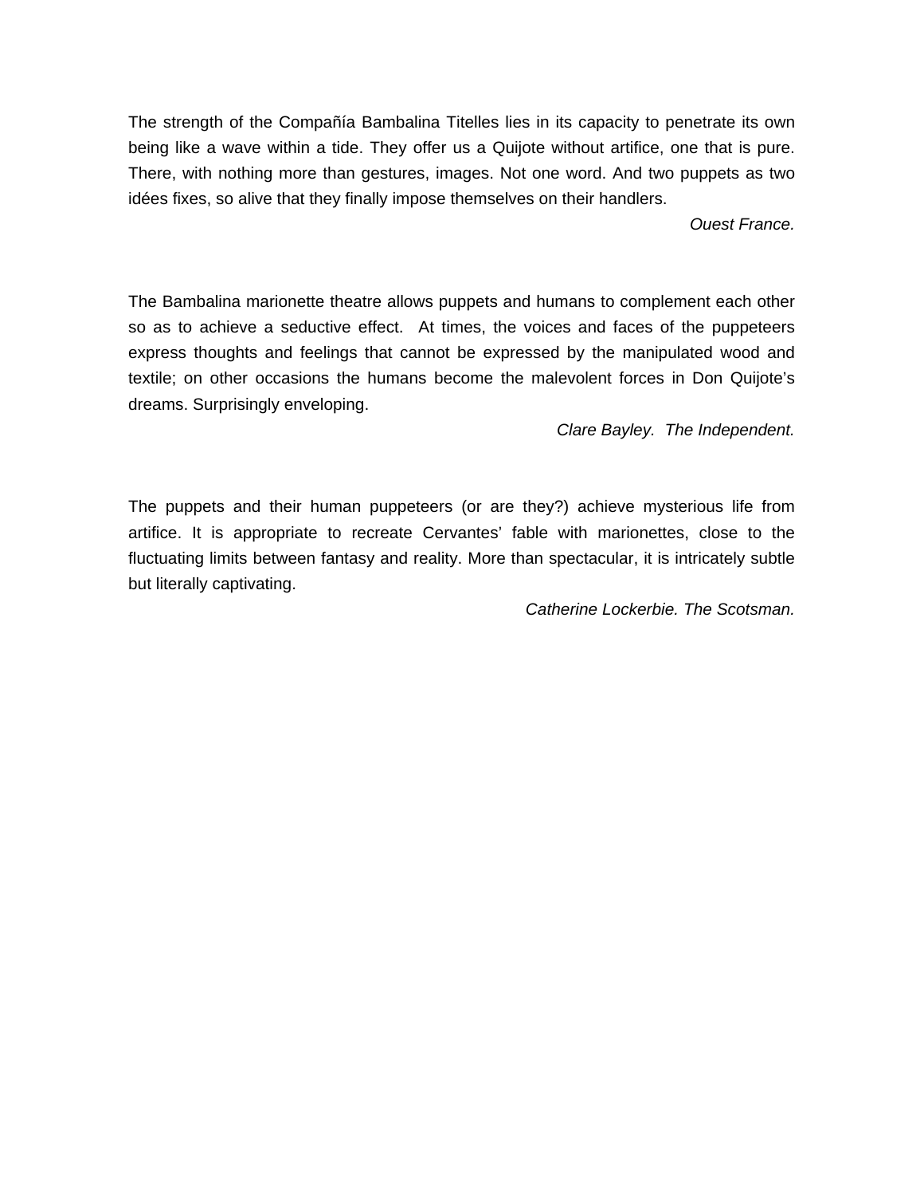The strength of the Compañía Bambalina Titelles lies in its capacity to penetrate its own being like a wave within a tide. They offer us a Quijote without artifice, one that is pure. There, with nothing more than gestures, images. Not one word. And two puppets as two idées fixes, so alive that they finally impose themselves on their handlers.

*Ouest France.*

The Bambalina marionette theatre allows puppets and humans to complement each other so as to achieve a seductive effect. At times, the voices and faces of the puppeteers express thoughts and feelings that cannot be expressed by the manipulated wood and textile; on other occasions the humans become the malevolent forces in Don Quijote's dreams. Surprisingly enveloping.

*Clare Bayley. The Independent.*

The puppets and their human puppeteers (or are they?) achieve mysterious life from artifice. It is appropriate to recreate Cervantes' fable with marionettes, close to the fluctuating limits between fantasy and reality. More than spectacular, it is intricately subtle but literally captivating.

*Catherine Lockerbie. The Scotsman.*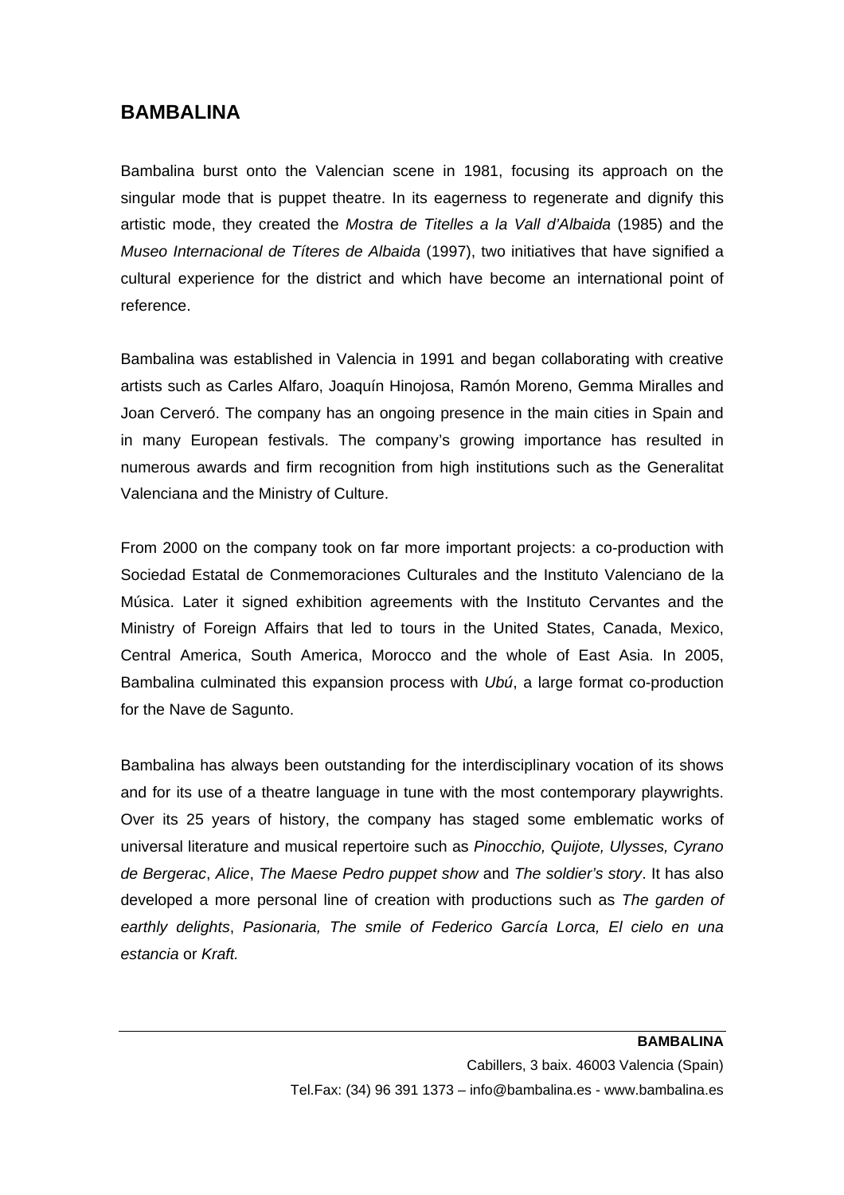## BAMBALINA

Bambalina burst onto the Valencian scene in 1981, focusing its approach on the singular mode that is puppet theatre. In its eagerness to regenerate and dignify this artistic mode, they created the *Mostra de Titelles a la Vall d'Albaida* (1985) and the *Museo Internacional de Títeres de Albaida* (1997), two initiatives that have signified a cultural experience for the district and which have become an international point of reference.

Bambalina was established in Valencia in 1991 and began collaborating with creative artists such as Carles Alfaro, Joaquín Hinojosa, Ramón Moreno, Gemma Miralles and Joan Cerveró. The company has an ongoing presence in the main cities in Spain and in many European festivals. The company's growing importance has resulted in numerous awards and firm recognition from high institutions such as the Generalitat Valenciana and the Ministry of Culture.

From 2000 on the company took on far more important projects: a co-production with Sociedad Estatal de Conmemoraciones Culturales and the Instituto Valenciano de la Música. Later it signed exhibition agreements with the Instituto Cervantes and the Ministry of Foreign Affairs that led to tours in the United States, Canada, Mexico, Central America, South America, Morocco and the whole of East Asia. In 2005, Bambalina culminated this expansion process with *Ubú*, a large format co-production for the Nave de Sagunto.

Bambalina has always been outstanding for the interdisciplinary vocation of its shows and for its use of a theatre language in tune with the most contemporary playwrights. Over its 25 years of history, the company has staged some emblematic works of universal literature and musical repertoire such as *Pinocchio, Quijote, Ulysses, Cyrano de Bergerac*, *Alice*, *The Maese Pedro puppet show* and *The soldier's story*. It has also developed a more personal line of creation with productions such as *The garden of earthly delights*, *Pasionaria, The smile of Federico García Lorca, El cielo en una estancia* or *Kraft.*

**BAMBALINA**
Cabillers, 3 baix. 46003 Valencia (Spain)
Tel.Fax: (34) 96 391 1373 – info@bambalina.es - www.bambalina.es